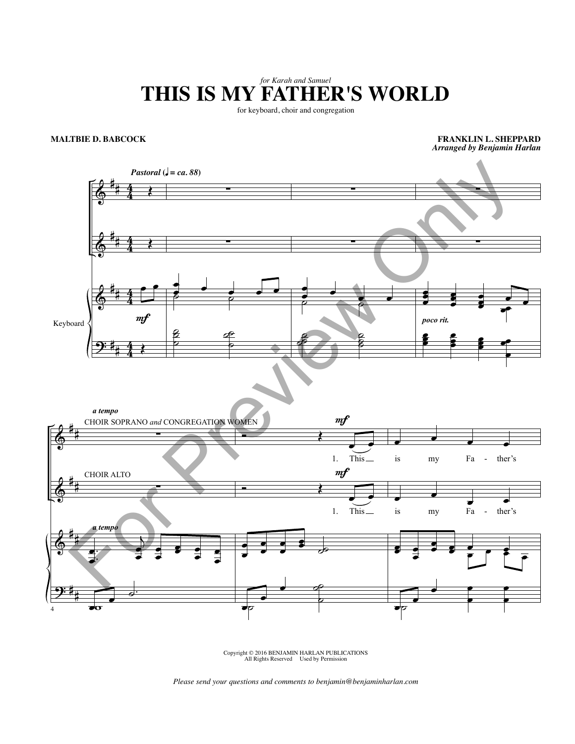*for Karah and Samuel*

# THIS IS MY FATHER'S WORLD

for keyboard, choir and congregation

**MALTBIE D. BABCOCK**

**FRANKLIN L. SHEPPARD**
***Arranged by Benjamin Harlan***

*Pastoral* (♩ = *ca. 88*)

Keyboard

*mf*

*poco rit.*

*a tempo*

CHOIR SOPRANO *and* CONGREGATION WOMEN

*mf*

1. This is my Fa - ther's

CHOIR ALTO

*mf*

1. This is my Fa - ther's

*a tempo*

Copyright © 2016 BENJAMIN HARLAN PUBLICATIONS
All Rights Reserved Used by Permission

*Please send your questions and comments to benjamin@benjaminharlan.com*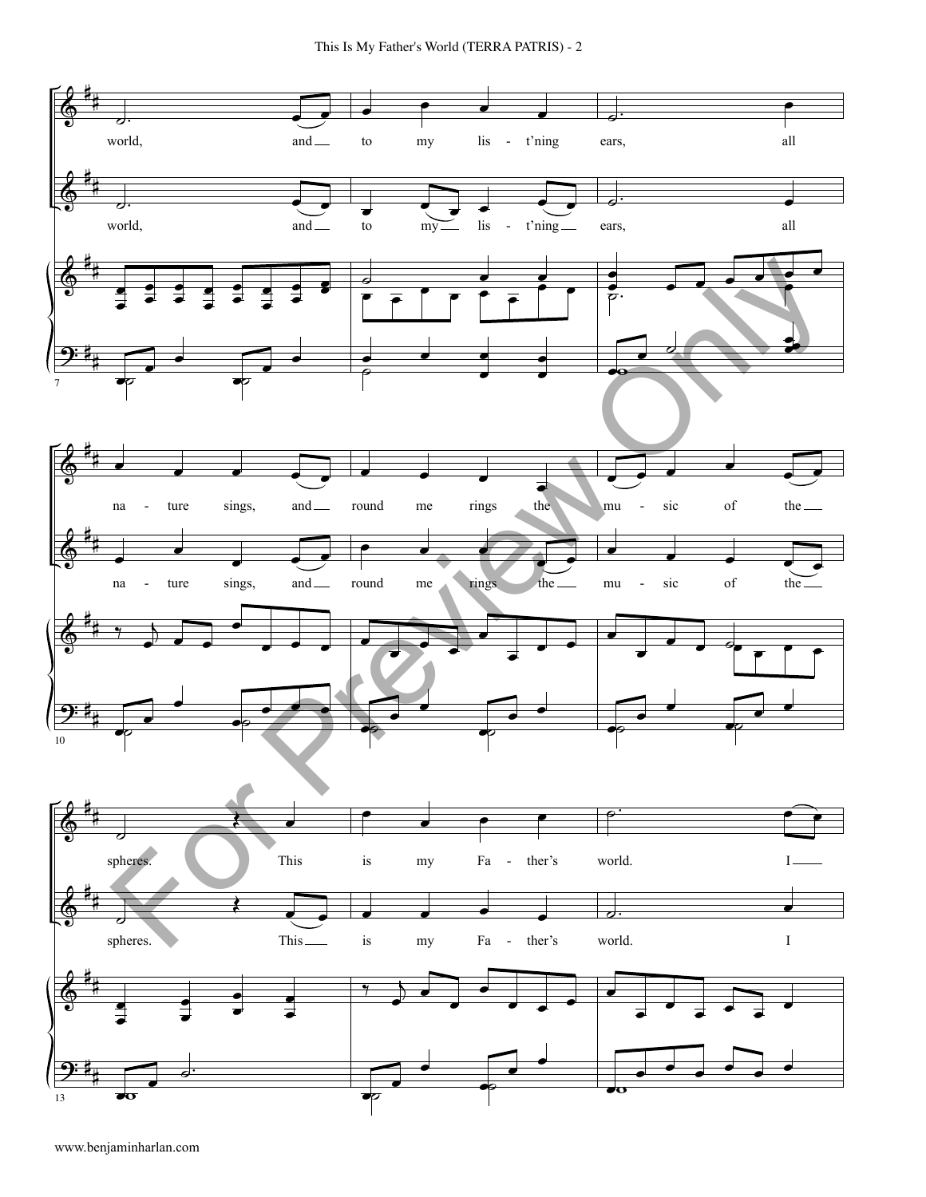world, and to my lis - t'ning ears, all

world, and to my lis - t'ning ears, all

na - ture sings, and round me rings the mu - sic of the

na - ture sings, and round me rings the mu - sic of the

spheres. This is my Fa - ther's world. I

spheres. This is my Fa - ther's world. I

For Preview Only

www.benjaminharlan.com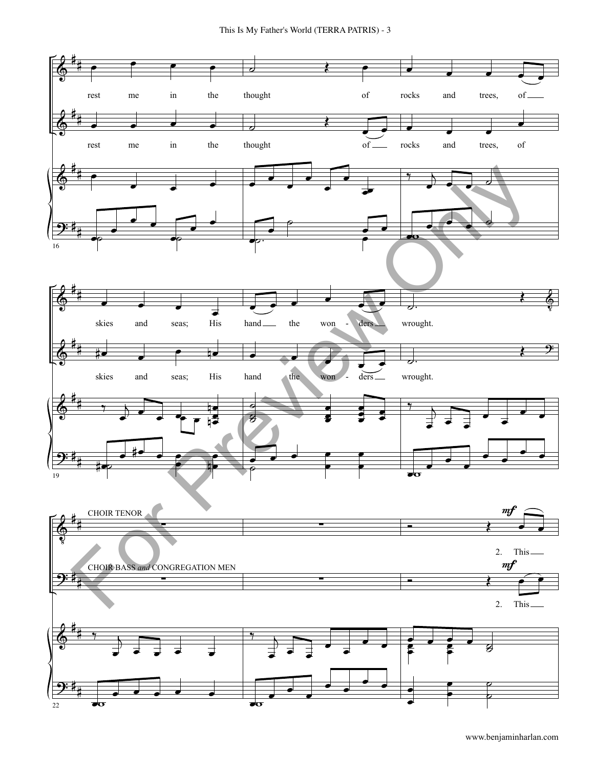rest me in the thought of rocks and trees, of skies and seas; His hand the won - ders wrought.

rest me in the thought of rocks and trees, of skies and seas; His hand the won - ders wrought.

CHOIR TENOR

*mf*

2. This

CHOIR BASS *and* CONGREGATION MEN

*mf*

2. This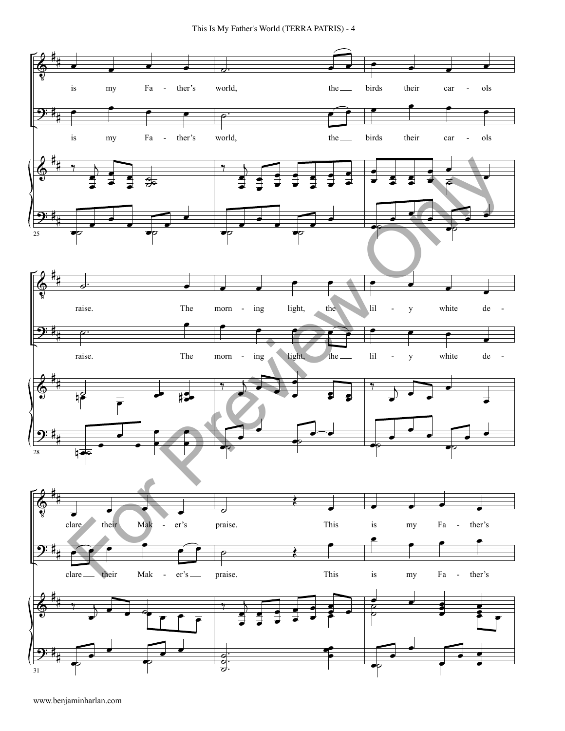is my Fa - ther's world, the birds their car - ols

is my Fa - ther's world, the birds their car - ols

raise. The morn - ing light, the lil - y white de -

raise. The morn - ing light, the lil - y white de -

clare their Mak - er's praise. This is my Fa - ther's

clare their Mak - er's praise. This is my Fa - ther's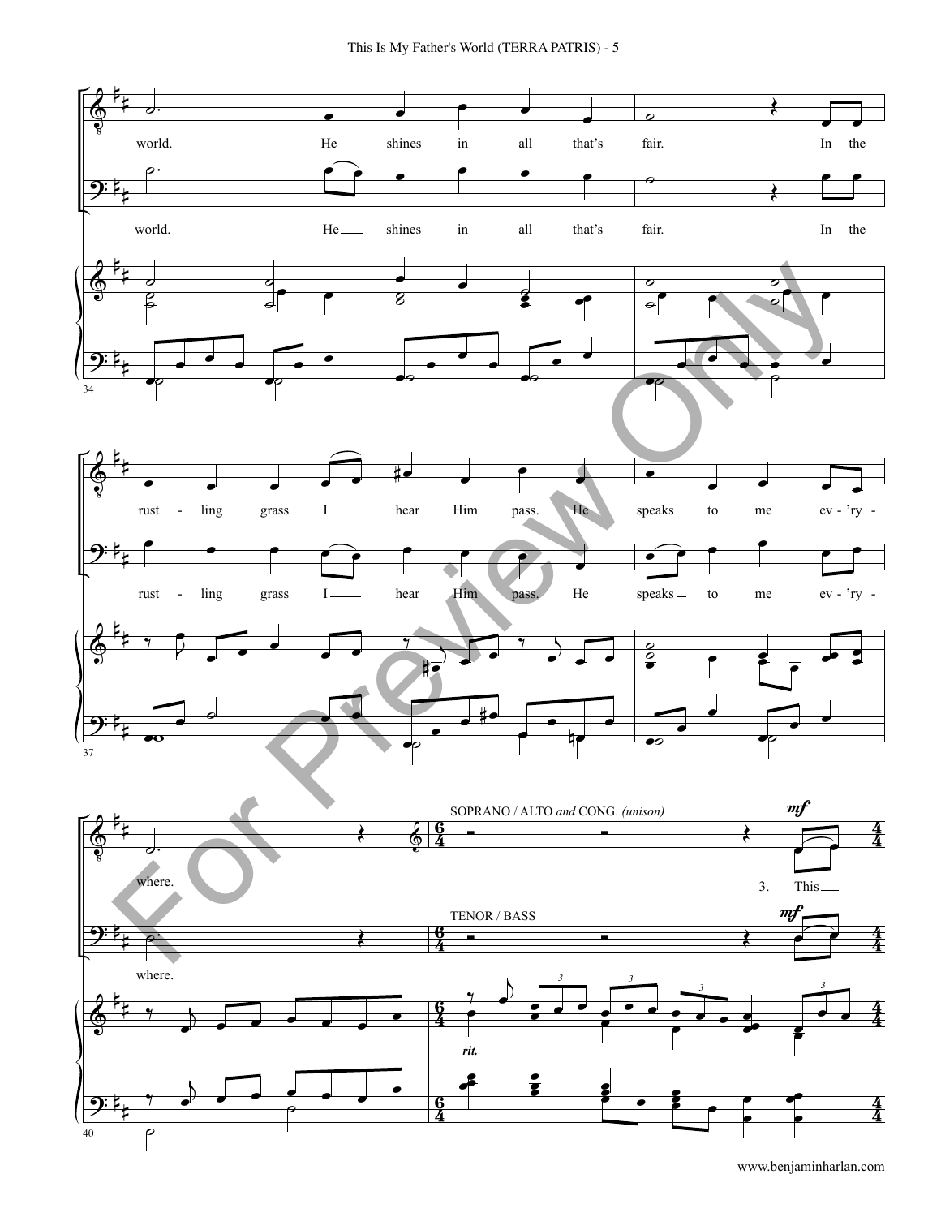world. He shines in all that's fair. In the

world. He shines in all that's fair. In the

rust - ling grass I hear Him pass. He speaks to me ev - 'ry -

rust - ling grass I hear Him pass. He speaks to me ev - 'ry -

where.

SOPRANO / ALTO *and* CONG. *(unison)*

*mf*

3. This

where.

TENOR / BASS

*mf*

*rit.*

For Preview Only

www.benjaminharlan.com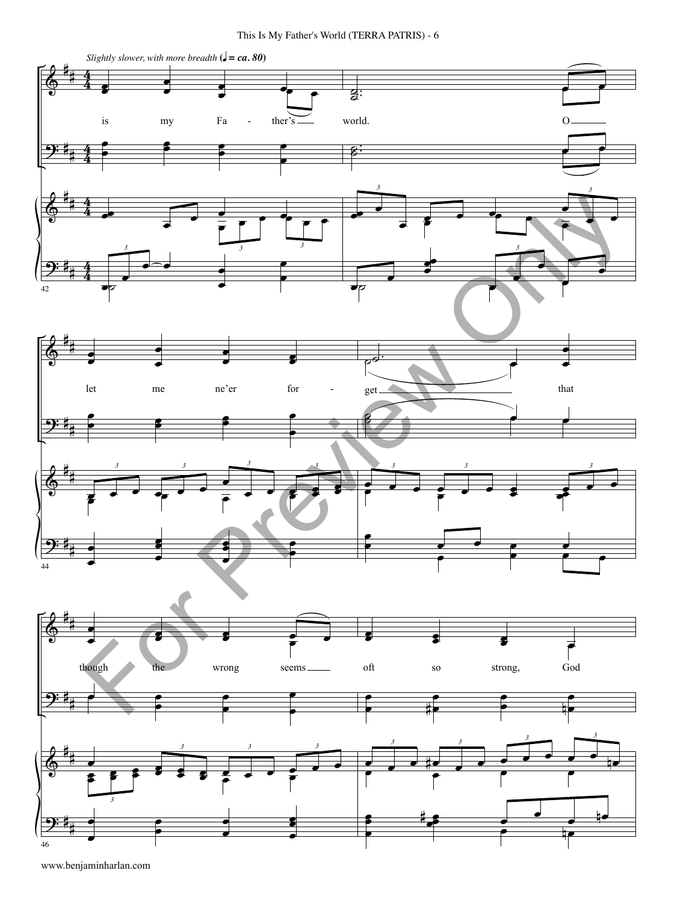*Slightly slower, with more breadth* (♩ = ca. 80)

is my Fa - ther's world. O

let me ne'er for - get that

though the wrong seems oft so strong, God

42

44

46

www.benjaminharlan.com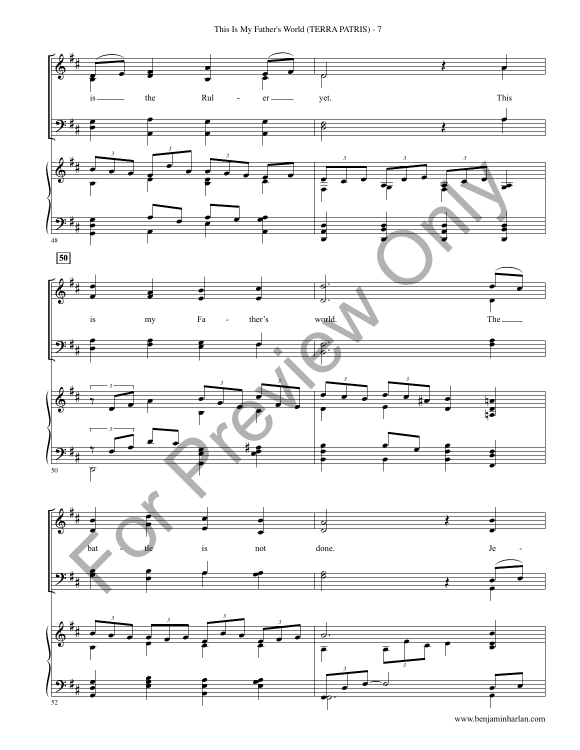is the Rul - er yet. This

is my Fa - ther's world. The

bat - tle is not done. Je -

www.benjaminharlan.com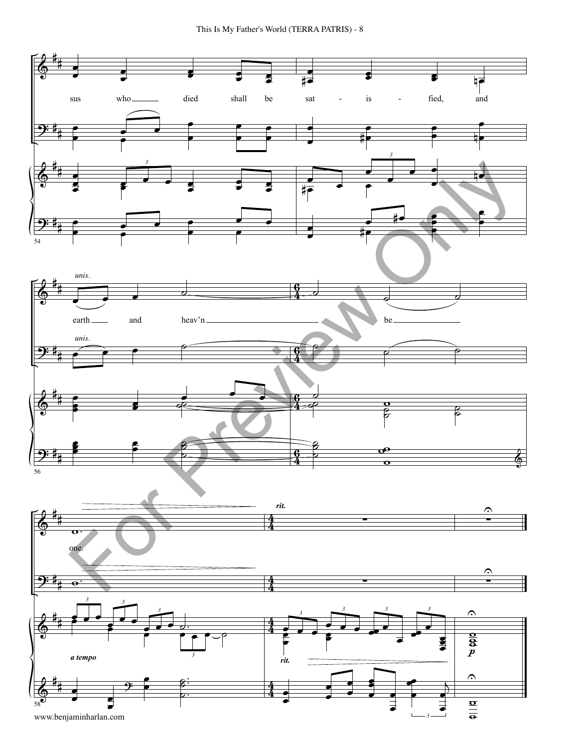sus who died shall be sat - is - fied, and

*unis.*

earth and heav'n be

one.

*rit.*

*a tempo*

*rit.*

*p*

www.benjaminharlan.com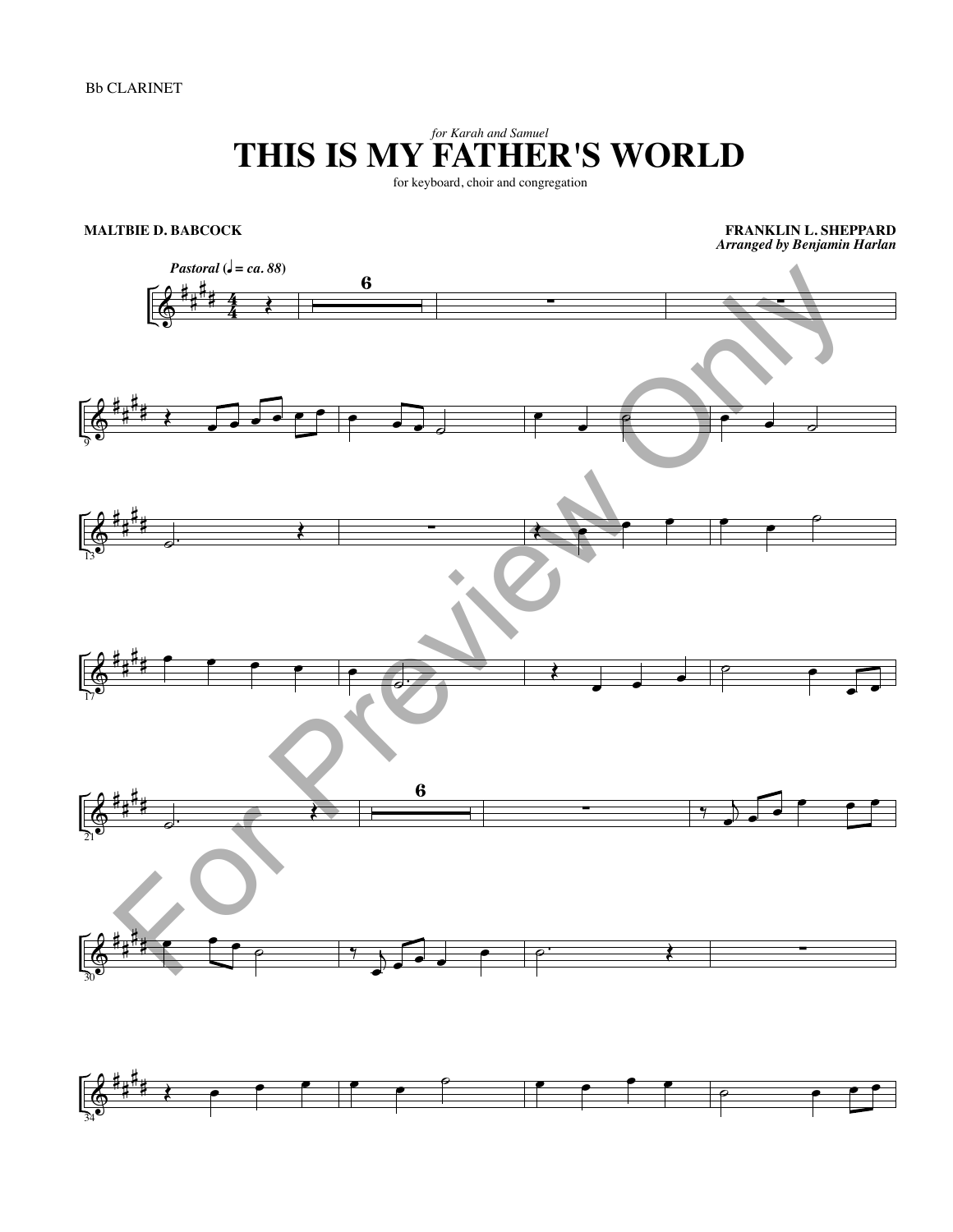Bb CLARINET

*for Karah and Samuel*

# THIS IS MY FATHER'S WORLD

for keyboard, choir and congregation

**MALTBIE D. BABCOCK**

**FRANKLIN L. SHEPPARD**
***Arranged by Benjamin Harlan***

***Pastoral* (♩ = *ca. 88*)**